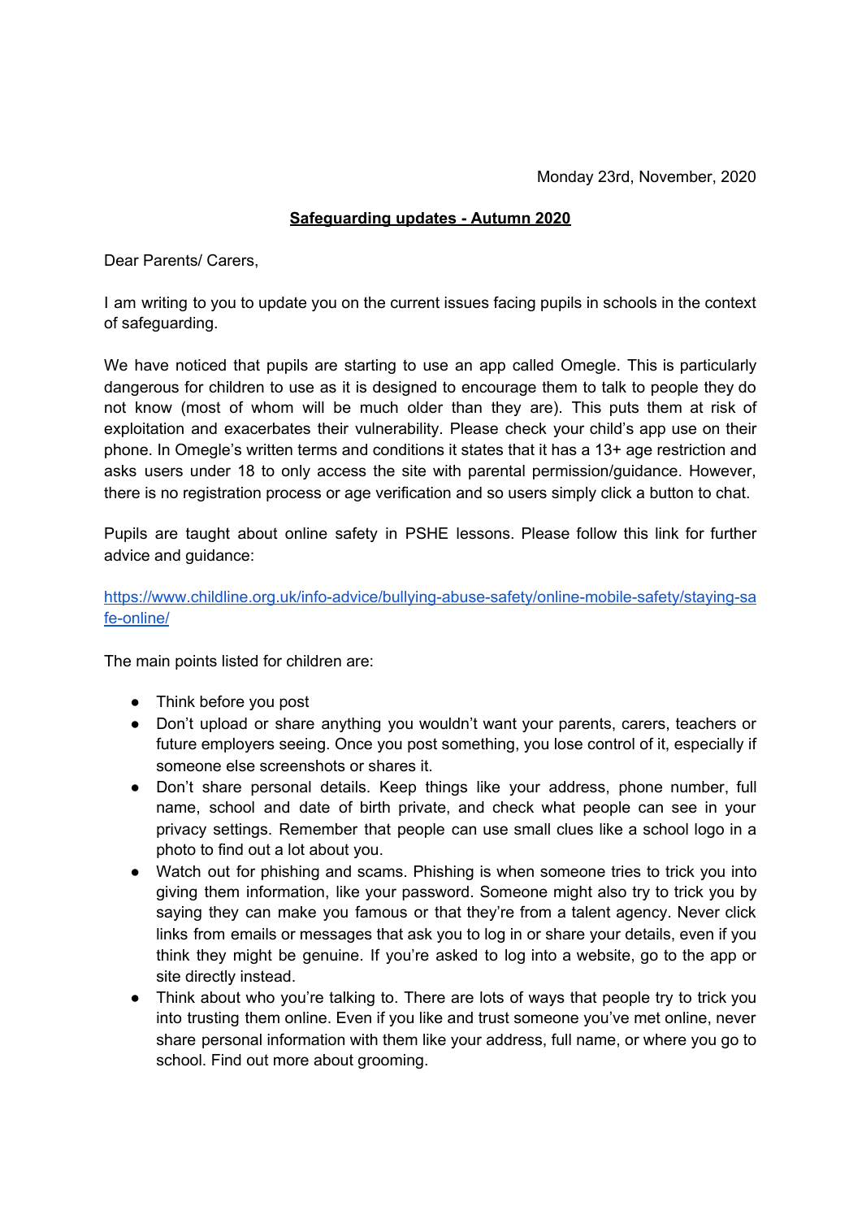Monday 23rd, November, 2020

**Safeguarding updates - Autumn 2020**

Dear Parents/ Carers,

I am writing to you to update you on the current issues facing pupils in schools in the context of safeguarding.

We have noticed that pupils are starting to use an app called Omegle. This is particularly dangerous for children to use as it is designed to encourage them to talk to people they do not know (most of whom will be much older than they are). This puts them at risk of exploitation and exacerbates their vulnerability. Please check your child's app use on their phone. In Omegle's written terms and conditions it states that it has a 13+ age restriction and asks users under 18 to only access the site with parental permission/guidance. However, there is no registration process or age verification and so users simply click a button to chat.

Pupils are taught about online safety in PSHE lessons. Please follow this link for further advice and guidance:

https://www.childline.org.uk/info-advice/bullying-abuse-safety/online-mobile-safety/staying-safe-online/

The main points listed for children are:

- Think before you post
- Don't upload or share anything you wouldn't want your parents, carers, teachers or future employers seeing. Once you post something, you lose control of it, especially if someone else screenshots or shares it.
- Don't share personal details. Keep things like your address, phone number, full name, school and date of birth private, and check what people can see in your privacy settings. Remember that people can use small clues like a school logo in a photo to find out a lot about you.
- Watch out for phishing and scams. Phishing is when someone tries to trick you into giving them information, like your password. Someone might also try to trick you by saying they can make you famous or that they're from a talent agency. Never click links from emails or messages that ask you to log in or share your details, even if you think they might be genuine. If you're asked to log into a website, go to the app or site directly instead.
- Think about who you're talking to. There are lots of ways that people try to trick you into trusting them online. Even if you like and trust someone you've met online, never share personal information with them like your address, full name, or where you go to school. Find out more about grooming.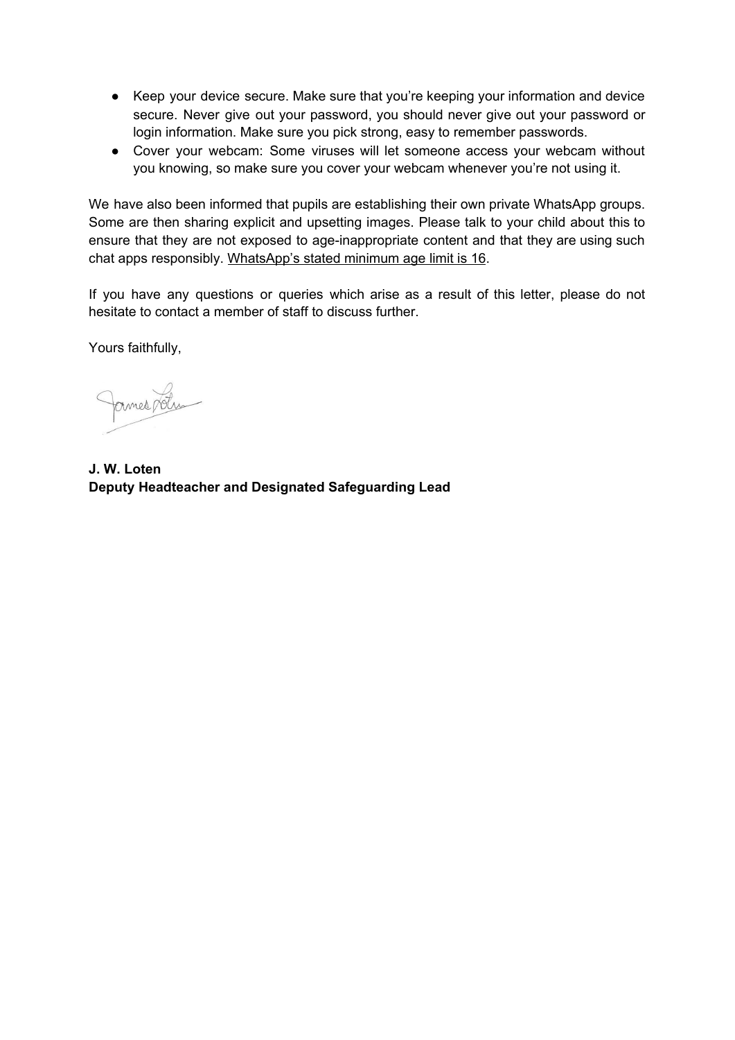- Keep your device secure. Make sure that you're keeping your information and device secure. Never give out your password, you should never give out your password or login information. Make sure you pick strong, easy to remember passwords.
- Cover your webcam: Some viruses will let someone access your webcam without you knowing, so make sure you cover your webcam whenever you're not using it.

We have also been informed that pupils are establishing their own private WhatsApp groups. Some are then sharing explicit and upsetting images. Please talk to your child about this to ensure that they are not exposed to age-inappropriate content and that they are using such chat apps responsibly. WhatsApp's stated minimum age limit is 16.

If you have any questions or queries which arise as a result of this letter, please do not hesitate to contact a member of staff to discuss further.

Yours faithfully,

**J. W. Loten**
**Deputy Headteacher and Designated Safeguarding Lead**